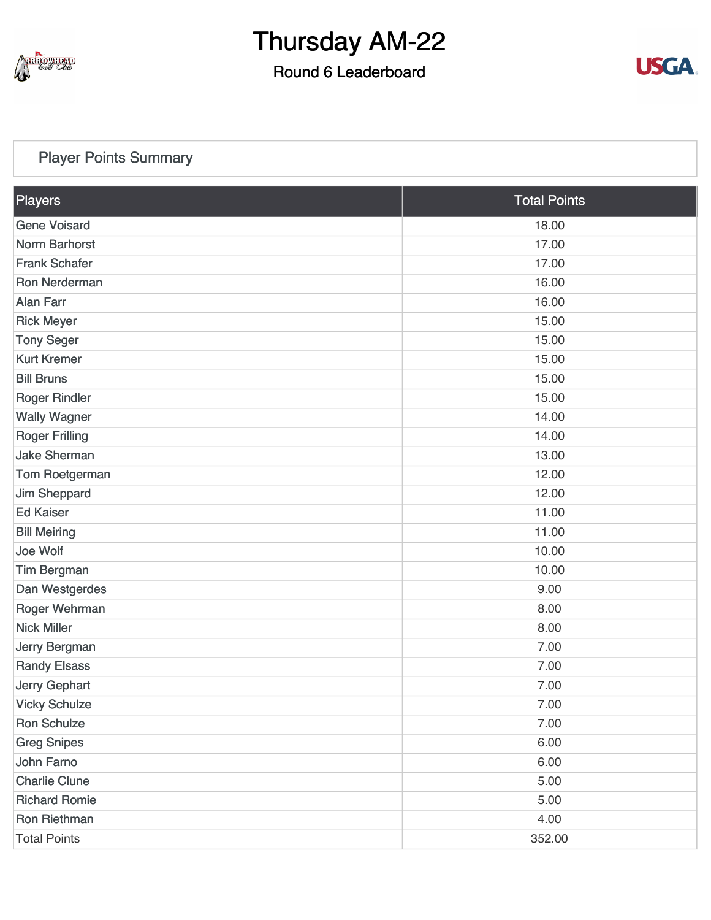# Thursday AM-22

## Round 6 Leaderboard

### Player Points Summary

| Players | Total Points |
|---|---|
| Gene Voisard | 18.00 |
| Norm Barhorst | 17.00 |
| Frank Schafer | 17.00 |
| Ron Nerderman | 16.00 |
| Alan Farr | 16.00 |
| Rick Meyer | 15.00 |
| Tony Seger | 15.00 |
| Kurt Kremer | 15.00 |
| Bill Bruns | 15.00 |
| Roger Rindler | 15.00 |
| Wally Wagner | 14.00 |
| Roger Frilling | 14.00 |
| Jake Sherman | 13.00 |
| Tom Roetgerman | 12.00 |
| Jim Sheppard | 12.00 |
| Ed Kaiser | 11.00 |
| Bill Meiring | 11.00 |
| Joe Wolf | 10.00 |
| Tim Bergman | 10.00 |
| Dan Westgerdes | 9.00 |
| Roger Wehrman | 8.00 |
| Nick Miller | 8.00 |
| Jerry Bergman | 7.00 |
| Randy Elsass | 7.00 |
| Jerry Gephart | 7.00 |
| Vicky Schulze | 7.00 |
| Ron Schulze | 7.00 |
| Greg Snipes | 6.00 |
| John Farno | 6.00 |
| Charlie Clune | 5.00 |
| Richard Romie | 5.00 |
| Ron Riethman | 4.00 |
| Total Points | 352.00 |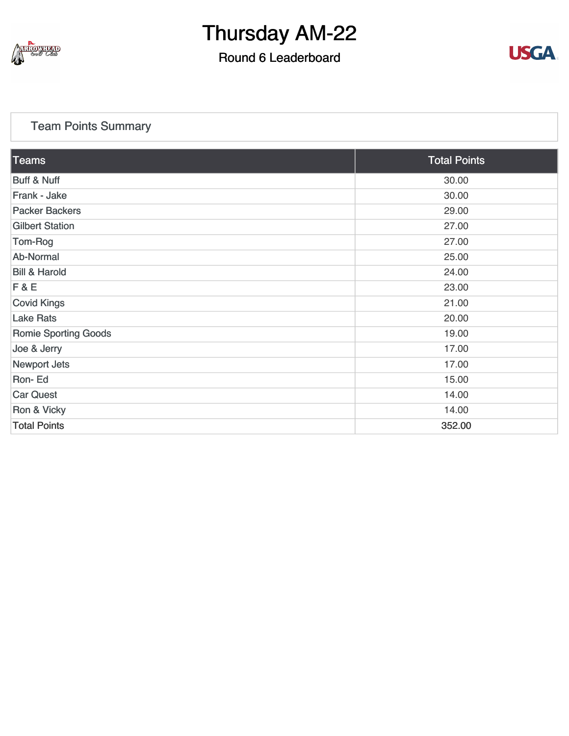# Thursday AM-22

## Round 6 Leaderboard

### Team Points Summary

| Teams | Total Points |
|---|---|
| Buff & Nuff | 30.00 |
| Frank - Jake | 30.00 |
| Packer Backers | 29.00 |
| Gilbert Station | 27.00 |
| Tom-Rog | 27.00 |
| Ab-Normal | 25.00 |
| Bill & Harold | 24.00 |
| F & E | 23.00 |
| Covid Kings | 21.00 |
| Lake Rats | 20.00 |
| Romie Sporting Goods | 19.00 |
| Joe & Jerry | 17.00 |
| Newport Jets | 17.00 |
| Ron- Ed | 15.00 |
| Car Quest | 14.00 |
| Ron & Vicky | 14.00 |
| Total Points | 352.00 |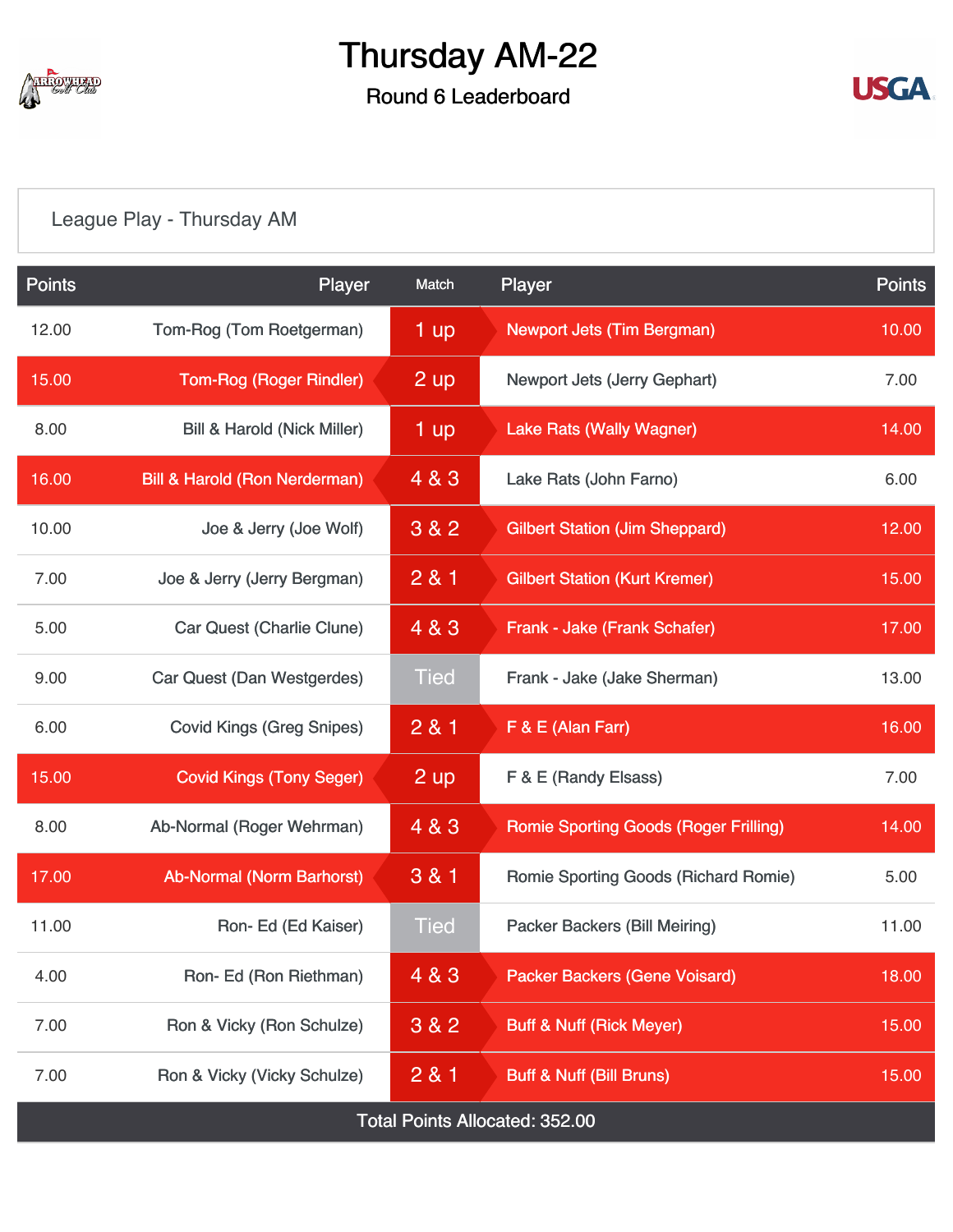# Thursday AM-22

## Round 6 Leaderboard

League Play - Thursday AM

| Points | Player | Match | Player | Points |
|---|---|---|---|---|
| 12.00 | Tom-Rog (Tom Roetgerman) | 1 up | Newport Jets (Tim Bergman) | 10.00 |
| 15.00 | Tom-Rog (Roger Rindler) | 2 up | Newport Jets (Jerry Gephart) | 7.00 |
| 8.00 | Bill & Harold (Nick Miller) | 1 up | Lake Rats (Wally Wagner) | 14.00 |
| 16.00 | Bill & Harold (Ron Nerderman) | 4 & 3 | Lake Rats (John Farno) | 6.00 |
| 10.00 | Joe & Jerry (Joe Wolf) | 3 & 2 | Gilbert Station (Jim Sheppard) | 12.00 |
| 7.00 | Joe & Jerry (Jerry Bergman) | 2 & 1 | Gilbert Station (Kurt Kremer) | 15.00 |
| 5.00 | Car Quest (Charlie Clune) | 4 & 3 | Frank - Jake (Frank Schafer) | 17.00 |
| 9.00 | Car Quest (Dan Westgerdes) | Tied | Frank - Jake (Jake Sherman) | 13.00 |
| 6.00 | Covid Kings (Greg Snipes) | 2 & 1 | F & E (Alan Farr) | 16.00 |
| 15.00 | Covid Kings (Tony Seger) | 2 up | F & E (Randy Elsass) | 7.00 |
| 8.00 | Ab-Normal (Roger Wehrman) | 4 & 3 | Romie Sporting Goods (Roger Frilling) | 14.00 |
| 17.00 | Ab-Normal (Norm Barhorst) | 3 & 1 | Romie Sporting Goods (Richard Romie) | 5.00 |
| 11.00 | Ron- Ed (Ed Kaiser) | Tied | Packer Backers (Bill Meiring) | 11.00 |
| 4.00 | Ron- Ed (Ron Riethman) | 4 & 3 | Packer Backers (Gene Voisard) | 18.00 |
| 7.00 | Ron & Vicky (Ron Schulze) | 3 & 2 | Buff & Nuff (Rick Meyer) | 15.00 |
| 7.00 | Ron & Vicky (Vicky Schulze) | 2 & 1 | Buff & Nuff (Bill Bruns) | 15.00 |
| Total Points Allocated: 352.00 | | | | |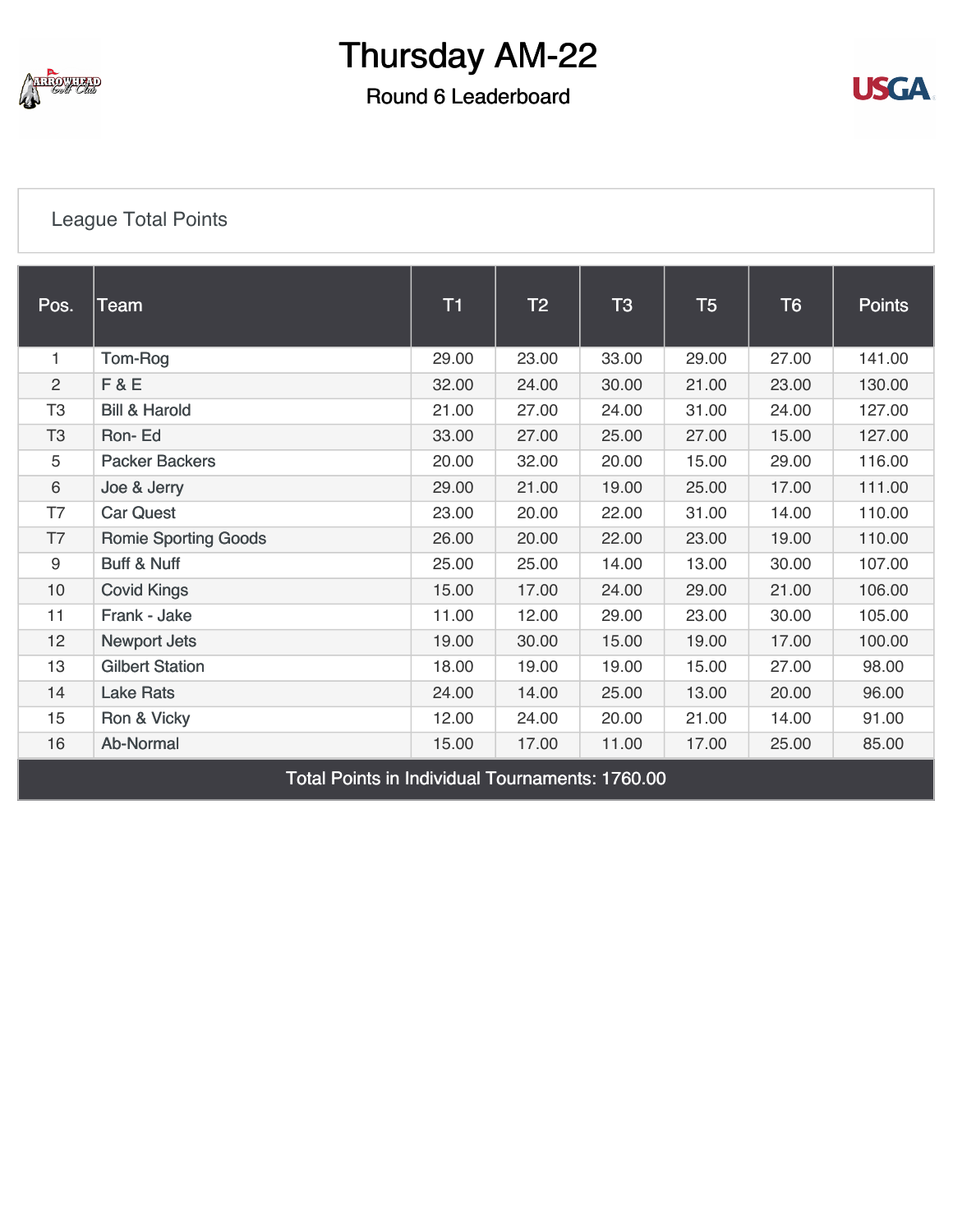# Thursday AM-22

## Round 6 Leaderboard

League Total Points

| Pos. | Team | T1 | T2 | T3 | T5 | T6 | Points |
|---|---|---|---|---|---|---|---|
| 1 | Tom-Rog | 29.00 | 23.00 | 33.00 | 29.00 | 27.00 | 141.00 |
| 2 | F & E | 32.00 | 24.00 | 30.00 | 21.00 | 23.00 | 130.00 |
| T3 | Bill & Harold | 21.00 | 27.00 | 24.00 | 31.00 | 24.00 | 127.00 |
| T3 | Ron- Ed | 33.00 | 27.00 | 25.00 | 27.00 | 15.00 | 127.00 |
| 5 | Packer Backers | 20.00 | 32.00 | 20.00 | 15.00 | 29.00 | 116.00 |
| 6 | Joe & Jerry | 29.00 | 21.00 | 19.00 | 25.00 | 17.00 | 111.00 |
| T7 | Car Quest | 23.00 | 20.00 | 22.00 | 31.00 | 14.00 | 110.00 |
| T7 | Romie Sporting Goods | 26.00 | 20.00 | 22.00 | 23.00 | 19.00 | 110.00 |
| 9 | Buff & Nuff | 25.00 | 25.00 | 14.00 | 13.00 | 30.00 | 107.00 |
| 10 | Covid Kings | 15.00 | 17.00 | 24.00 | 29.00 | 21.00 | 106.00 |
| 11 | Frank - Jake | 11.00 | 12.00 | 29.00 | 23.00 | 30.00 | 105.00 |
| 12 | Newport Jets | 19.00 | 30.00 | 15.00 | 19.00 | 17.00 | 100.00 |
| 13 | Gilbert Station | 18.00 | 19.00 | 19.00 | 15.00 | 27.00 | 98.00 |
| 14 | Lake Rats | 24.00 | 14.00 | 25.00 | 13.00 | 20.00 | 96.00 |
| 15 | Ron & Vicky | 12.00 | 24.00 | 20.00 | 21.00 | 14.00 | 91.00 |
| 16 | Ab-Normal | 15.00 | 17.00 | 11.00 | 17.00 | 25.00 | 85.00 |

Total Points in Individual Tournaments: 1760.00